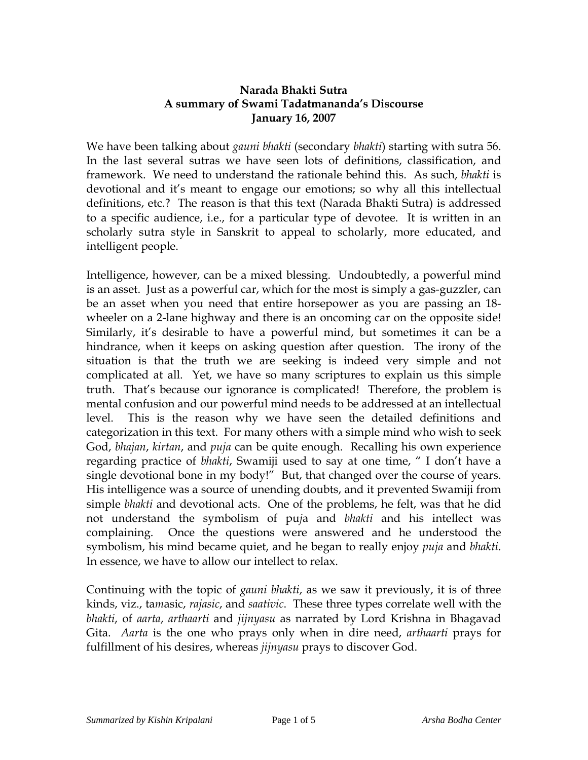**Narada Bhakti Sutra**
**A summary of Swami Tadatmananda's Discourse**
**January 16, 2007**

We have been talking about *gauni bhakti* (secondary *bhakti*) starting with sutra 56. In the last several sutras we have seen lots of definitions, classification, and framework. We need to understand the rationale behind this. As such, *bhakti* is devotional and it's meant to engage our emotions; so why all this intellectual definitions, etc.? The reason is that this text (Narada Bhakti Sutra) is addressed to a specific audience, i.e., for a particular type of devotee. It is written in an scholarly sutra style in Sanskrit to appeal to scholarly, more educated, and intelligent people.

Intelligence, however, can be a mixed blessing. Undoubtedly, a powerful mind is an asset. Just as a powerful car, which for the most is simply a gas-guzzler, can be an asset when you need that entire horsepower as you are passing an 18-wheeler on a 2-lane highway and there is an oncoming car on the opposite side! Similarly, it's desirable to have a powerful mind, but sometimes it can be a hindrance, when it keeps on asking question after question. The irony of the situation is that the truth we are seeking is indeed very simple and not complicated at all. Yet, we have so many scriptures to explain us this simple truth. That's because our ignorance is complicated! Therefore, the problem is mental confusion and our powerful mind needs to be addressed at an intellectual level. This is the reason why we have seen the detailed definitions and categorization in this text. For many others with a simple mind who wish to seek God, *bhajan*, *kirtan*, and *puja* can be quite enough. Recalling his own experience regarding practice of *bhakti*, Swamiji used to say at one time, " I don't have a single devotional bone in my body!" But, that changed over the course of years. His intelligence was a source of unending doubts, and it prevented Swamiji from simple *bhakti* and devotional acts. One of the problems, he felt, was that he did not understand the symbolism of pu*j*a and *bhakti* and his intellect was complaining. Once the questions were answered and he understood the symbolism, his mind became quiet, and he began to really enjoy *puja* and *bhakti*. In essence, we have to allow our intellect to relax.

Continuing with the topic of *gauni bhakti*, as we saw it previously, it is of three kinds, viz., ta*m*asic, *rajasic*, and *saativic*. These three types correlate well with the *bhakti*, of *aarta*, *arthaarti* and *jijnyasu* as narrated by Lord Krishna in Bhagavad Gita. *Aarta* is the one who prays only when in dire need, *arthaarti* prays for fulfillment of his desires, whereas *jijnyasu* prays to discover God.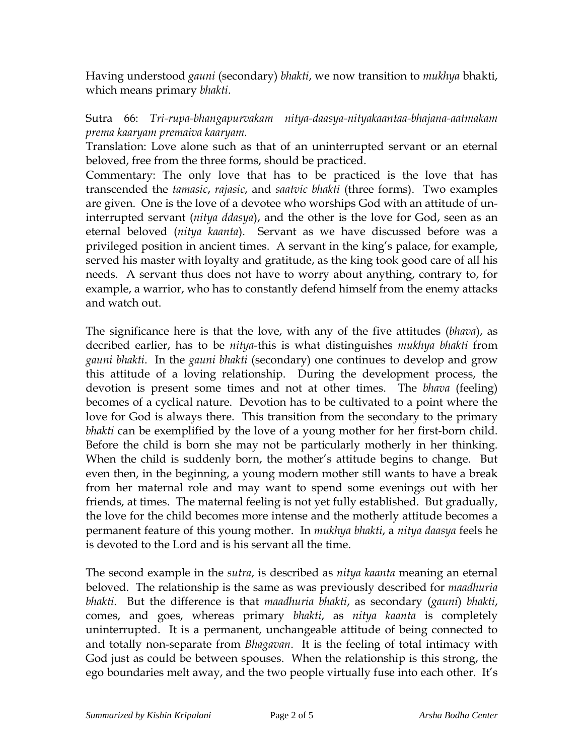Having understood *gauni* (secondary) *bhakti*, we now transition to *mukhya* bhakti, which means primary *bhakti*.

Sutra 66: *Tri-rupa-bhangapurvakam nitya-daasya-nityakaantaa-bhajana-aatmakam prema kaaryam premaiva kaaryam.*

Translation: Love alone such as that of an uninterrupted servant or an eternal beloved, free from the three forms, should be practiced.

Commentary: The only love that has to be practiced is the love that has transcended the *tamasic*, *rajasic*, and *saatvic bhakti* (three forms). Two examples are given. One is the love of a devotee who worships God with an attitude of un-interrupted servant (*nitya ddasya*), and the other is the love for God, seen as an eternal beloved (*nitya kaanta*). Servant as we have discussed before was a privileged position in ancient times. A servant in the king's palace, for example, served his master with loyalty and gratitude, as the king took good care of all his needs. A servant thus does not have to worry about anything, contrary to, for example, a warrior, who has to constantly defend himself from the enemy attacks and watch out.

The significance here is that the love, with any of the five attitudes (*bhava*), as decribed earlier, has to be *nitya*-this is what distinguishes *mukhya bhakti* from *gauni bhakti*. In the *gauni bhakti* (secondary) one continues to develop and grow this attitude of a loving relationship. During the development process, the devotion is present some times and not at other times. The *bhava* (feeling) becomes of a cyclical nature. Devotion has to be cultivated to a point where the love for God is always there. This transition from the secondary to the primary *bhakti* can be exemplified by the love of a young mother for her first-born child. Before the child is born she may not be particularly motherly in her thinking. When the child is suddenly born, the mother's attitude begins to change. But even then, in the beginning, a young modern mother still wants to have a break from her maternal role and may want to spend some evenings out with her friends, at times. The maternal feeling is not yet fully established. But gradually, the love for the child becomes more intense and the motherly attitude becomes a permanent feature of this young mother. In *mukhya bhakti*, a *nitya daasya* feels he is devoted to the Lord and is his servant all the time.

The second example in the *sutra*, is described as *nitya kaanta* meaning an eternal beloved. The relationship is the same as was previously described for *maadhuria bhakti*. But the difference is that *maadhuria bhakti*, as secondary (*gauni*) *bhakti*, comes, and goes, whereas primary *bhakti*, as *nitya kaanta* is completely uninterrupted. It is a permanent, unchangeable attitude of being connected to and totally non-separate from *Bhagavan*. It is the feeling of total intimacy with God just as could be between spouses. When the relationship is this strong, the ego boundaries melt away, and the two people virtually fuse into each other. It's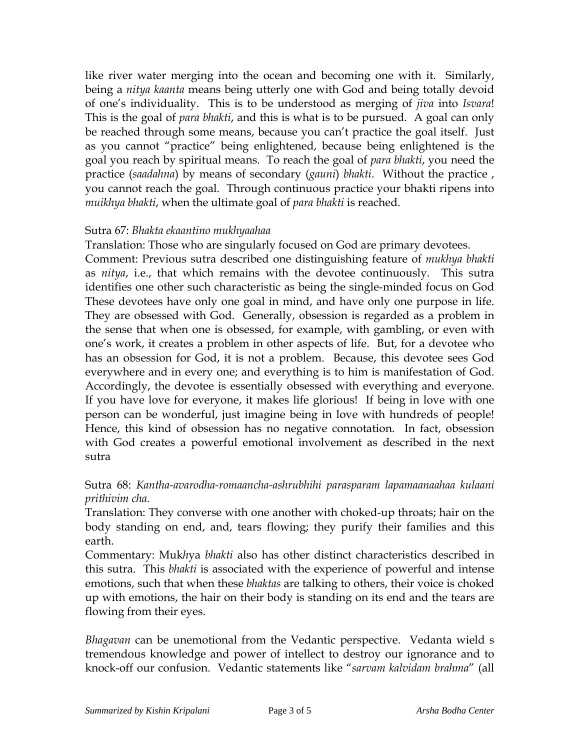like river water merging into the ocean and becoming one with it. Similarly, being a *nitya kaanta* means being utterly one with God and being totally devoid of one's individuality. This is to be understood as merging of *jiva* into *Isvara*! This is the goal of *para bhakti*, and this is what is to be pursued. A goal can only be reached through some means, because you can't practice the goal itself. Just as you cannot "practice" being enlightened, because being enlightened is the goal you reach by spiritual means. To reach the goal of *para bhakti*, you need the practice (*saadahna*) by means of secondary (*gauni*) *bhakti*. Without the practice , you cannot reach the goal. Through continuous practice your bhakti ripens into *muikhya bhakti*, when the ultimate goal of *para bhakti* is reached.

Sutra 67: *Bhakta ekaantino mukhyaahaa*

Translation: Those who are singularly focused on God are primary devotees.

Comment: Previous sutra described one distinguishing feature of *mukhya bhakti* as *nitya*, i.e., that which remains with the devotee continuously. This sutra identifies one other such characteristic as being the single-minded focus on God These devotees have only one goal in mind, and have only one purpose in life. They are obsessed with God. Generally, obsession is regarded as a problem in the sense that when one is obsessed, for example, with gambling, or even with one's work, it creates a problem in other aspects of life. But, for a devotee who has an obsession for God, it is not a problem. Because, this devotee sees God everywhere and in every one; and everything is to him is manifestation of God. Accordingly, the devotee is essentially obsessed with everything and everyone. If you have love for everyone, it makes life glorious! If being in love with one person can be wonderful, just imagine being in love with hundreds of people! Hence, this kind of obsession has no negative connotation. In fact, obsession with God creates a powerful emotional involvement as described in the next sutra

Sutra 68: *Kantha-avarodha-romaancha-ashrubhihi parasparam lapamaanaahaa kulaani prithivim cha.*

Translation: They converse with one another with choked-up throats; hair on the body standing on end, and, tears flowing; they purify their families and this earth.

Commentary: Muk*h*ya *bhakti* also has other distinct characteristics described in this sutra. This *bhakti* is associated with the experience of powerful and intense emotions, such that when these *bhaktas* are talking to others, their voice is choked up with emotions, the hair on their body is standing on its end and the tears are flowing from their eyes.

*Bhagavan* can be unemotional from the Vedantic perspective. Vedanta wield s tremendous knowledge and power of intellect to destroy our ignorance and to knock-off our confusion. Vedantic statements like "*sarvam kalvidam brahma*" (all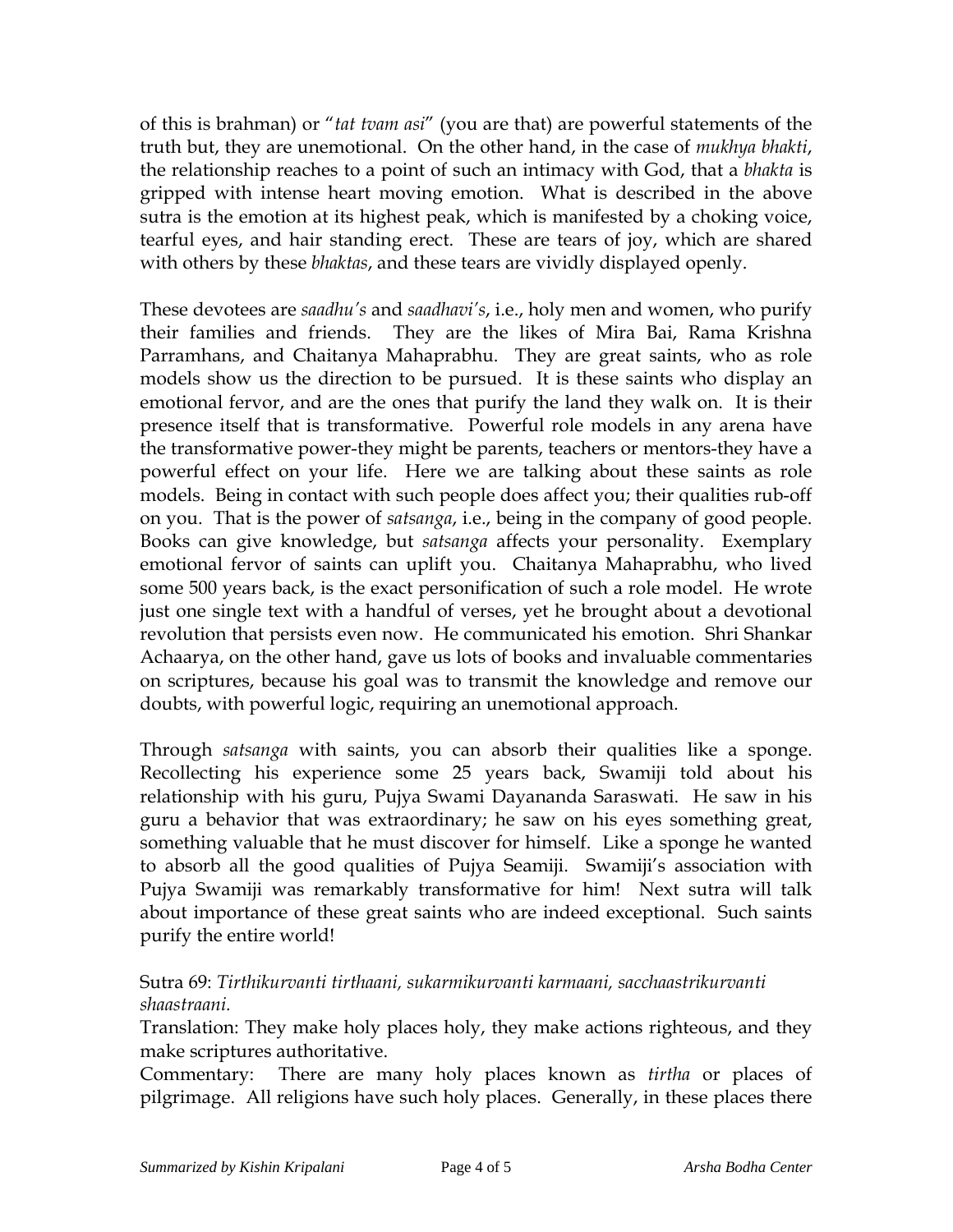of this is brahman) or "*tat tvam asi*" (you are that) are powerful statements of the truth but, they are unemotional. On the other hand, in the case of *mukhya bhakti*, the relationship reaches to a point of such an intimacy with God, that a *bhakta* is gripped with intense heart moving emotion. What is described in the above sutra is the emotion at its highest peak, which is manifested by a choking voice, tearful eyes, and hair standing erect. These are tears of joy, which are shared with others by these *bhaktas*, and these tears are vividly displayed openly.

These devotees are *saadhu's* and *saadhavi's*, i.e., holy men and women, who purify their families and friends. They are the likes of Mira Bai, Rama Krishna Parramhans, and Chaitanya Mahaprabhu. They are great saints, who as role models show us the direction to be pursued. It is these saints who display an emotional fervor, and are the ones that purify the land they walk on. It is their presence itself that is transformative. Powerful role models in any arena have the transformative power-they might be parents, teachers or mentors-they have a powerful effect on your life. Here we are talking about these saints as role models. Being in contact with such people does affect you; their qualities rub-off on you. That is the power of *satsanga*, i.e., being in the company of good people. Books can give knowledge, but *satsanga* affects your personality. Exemplary emotional fervor of saints can uplift you. Chaitanya Mahaprabhu, who lived some 500 years back, is the exact personification of such a role model. He wrote just one single text with a handful of verses, yet he brought about a devotional revolution that persists even now. He communicated his emotion. Shri Shankar Achaarya, on the other hand, gave us lots of books and invaluable commentaries on scriptures, because his goal was to transmit the knowledge and remove our doubts, with powerful logic, requiring an unemotional approach.

Through *satsanga* with saints, you can absorb their qualities like a sponge. Recollecting his experience some 25 years back, Swamiji told about his relationship with his guru, Pujya Swami Dayananda Saraswati. He saw in his guru a behavior that was extraordinary; he saw on his eyes something great, something valuable that he must discover for himself. Like a sponge he wanted to absorb all the good qualities of Pujya Seamiji. Swamiji's association with Pujya Swamiji was remarkably transformative for him! Next sutra will talk about importance of these great saints who are indeed exceptional. Such saints purify the entire world!

Sutra 69: *Tirthikurvanti tirthaani, sukarmikurvanti karmaani, sacchaastrikurvanti shaastraani.*

Translation: They make holy places holy, they make actions righteous, and they make scriptures authoritative.

Commentary: There are many holy places known as *tirtha* or places of pilgrimage. All religions have such holy places. Generally, in these places there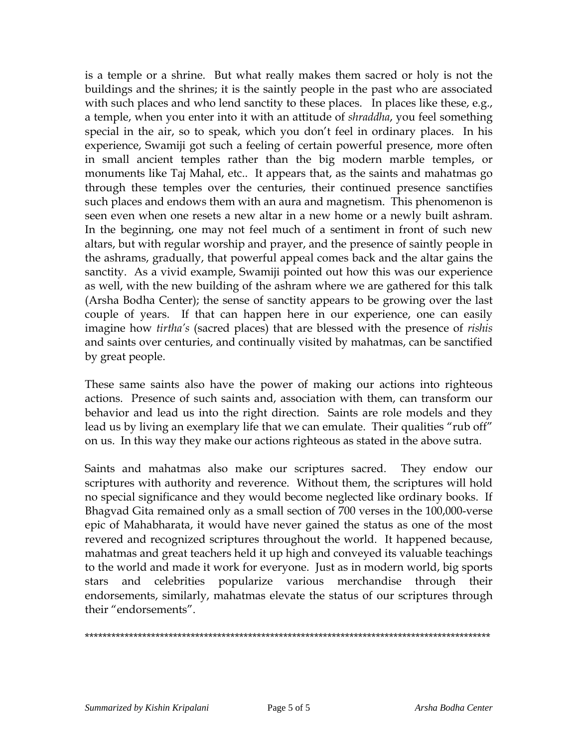is a temple or a shrine. But what really makes them sacred or holy is not the buildings and the shrines; it is the saintly people in the past who are associated with such places and who lend sanctity to these places. In places like these, e.g., a temple, when you enter into it with an attitude of *shraddha*, you feel something special in the air, so to speak, which you don't feel in ordinary places. In his experience, Swamiji got such a feeling of certain powerful presence, more often in small ancient temples rather than the big modern marble temples, or monuments like Taj Mahal, etc.. It appears that, as the saints and mahatmas go through these temples over the centuries, their continued presence sanctifies such places and endows them with an aura and magnetism. This phenomenon is seen even when one resets a new altar in a new home or a newly built ashram. In the beginning, one may not feel much of a sentiment in front of such new altars, but with regular worship and prayer, and the presence of saintly people in the ashrams, gradually, that powerful appeal comes back and the altar gains the sanctity. As a vivid example, Swamiji pointed out how this was our experience as well, with the new building of the ashram where we are gathered for this talk (Arsha Bodha Center); the sense of sanctity appears to be growing over the last couple of years. If that can happen here in our experience, one can easily imagine how *tirtha's* (sacred places) that are blessed with the presence of *rishis* and saints over centuries, and continually visited by mahatmas, can be sanctified by great people.

These same saints also have the power of making our actions into righteous actions. Presence of such saints and, association with them, can transform our behavior and lead us into the right direction. Saints are role models and they lead us by living an exemplary life that we can emulate. Their qualities "rub off" on us. In this way they make our actions righteous as stated in the above sutra.

Saints and mahatmas also make our scriptures sacred. They endow our scriptures with authority and reverence. Without them, the scriptures will hold no special significance and they would become neglected like ordinary books. If Bhagvad Gita remained only as a small section of 700 verses in the 100,000-verse epic of Mahabharata, it would have never gained the status as one of the most revered and recognized scriptures throughout the world. It happened because, mahatmas and great teachers held it up high and conveyed its valuable teachings to the world and made it work for everyone. Just as in modern world, big sports stars and celebrities popularize various merchandise through their endorsements, similarly, mahatmas elevate the status of our scriptures through their "endorsements".

*******************************************************************************************